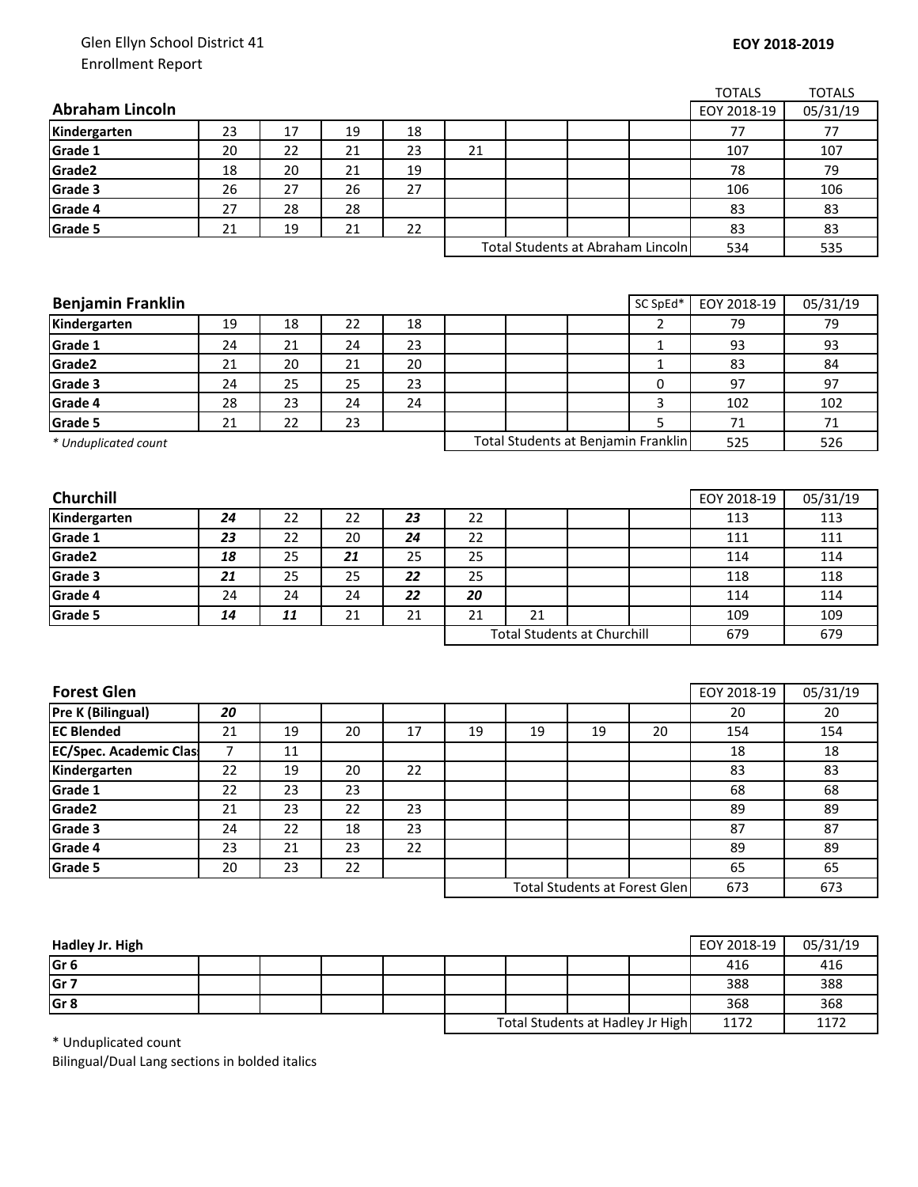Glen Ellyn School District 41
Enrollment Report

**EOY 2018-2019**

| **Abraham Lincoln** | | | | | | | | | TOTALS EOY 2018-19 | TOTALS 05/31/19 |
|---|---|---|---|---|---|---|---|---|---|---|
| **Kindergarten** | 23 | 17 | 19 | 18 | | | | | 77 | 77 |
| **Grade 1** | 20 | 22 | 21 | 23 | 21 | | | | 107 | 107 |
| **Grade2** | 18 | 20 | 21 | 19 | | | | | 78 | 79 |
| **Grade 3** | 26 | 27 | 26 | 27 | | | | | 106 | 106 |
| **Grade 4** | 27 | 28 | 28 | | | | | | 83 | 83 |
| **Grade 5** | 21 | 19 | 21 | 22 | | | | | 83 | 83 |
| | | | | | Total Students at Abraham Lincoln | | | | 534 | 535 |

| **Benjamin Franklin** | | | | | | | | SC SpEd* | EOY 2018-19 | 05/31/19 |
|---|---|---|---|---|---|---|---|---|---|---|
| **Kindergarten** | 19 | 18 | 22 | 18 | | | | 2 | 79 | 79 |
| **Grade 1** | 24 | 21 | 24 | 23 | | | | 1 | 93 | 93 |
| **Grade2** | 21 | 20 | 21 | 20 | | | | 1 | 83 | 84 |
| **Grade 3** | 24 | 25 | 25 | 23 | | | | 0 | 97 | 97 |
| **Grade 4** | 28 | 23 | 24 | 24 | | | | 3 | 102 | 102 |
| **Grade 5** | 21 | 22 | 23 | | | | | 5 | 71 | 71 |
| *\* Unduplicated count* | | | | | Total Students at Benjamin Franklin | | | | 525 | 526 |

| **Churchill** | | | | | | | | | EOY 2018-19 | 05/31/19 |
|---|---|---|---|---|---|---|---|---|---|---|
| **Kindergarten** | ***24*** | 22 | 22 | ***23*** | 22 | | | | 113 | 113 |
| **Grade 1** | ***23*** | 22 | 20 | ***24*** | 22 | | | | 111 | 111 |
| **Grade2** | ***18*** | 25 | ***21*** | 25 | 25 | | | | 114 | 114 |
| **Grade 3** | ***21*** | 25 | 25 | ***22*** | 25 | | | | 118 | 118 |
| **Grade 4** | 24 | 24 | 24 | ***22*** | ***20*** | | | | 114 | 114 |
| **Grade 5** | ***14*** | ***11*** | 21 | 21 | 21 | 21 | | | 109 | 109 |
| | | | | | Total Students at Churchill | | | | 679 | 679 |

| **Forest Glen** | | | | | | | | | EOY 2018-19 | 05/31/19 |
|---|---|---|---|---|---|---|---|---|---|---|
| **Pre K (Bilingual)** | ***20*** | | | | | | | | 20 | 20 |
| **EC Blended** | 21 | 19 | 20 | 17 | 19 | 19 | 19 | 20 | 154 | 154 |
| **EC/Spec. Academic Clas** | 7 | 11 | | | | | | | 18 | 18 |
| **Kindergarten** | 22 | 19 | 20 | 22 | | | | | 83 | 83 |
| **Grade 1** | 22 | 23 | 23 | | | | | | 68 | 68 |
| **Grade2** | 21 | 23 | 22 | 23 | | | | | 89 | 89 |
| **Grade 3** | 24 | 22 | 18 | 23 | | | | | 87 | 87 |
| **Grade 4** | 23 | 21 | 23 | 22 | | | | | 89 | 89 |
| **Grade 5** | 20 | 23 | 22 | | | | | | 65 | 65 |
| | | | | | Total Students at Forest Glen | | | | 673 | 673 |

| **Hadley Jr. High** | | | | | | | | | EOY 2018-19 | 05/31/19 |
|---|---|---|---|---|---|---|---|---|---|---|
| **Gr 6** | | | | | | | | | 416 | 416 |
| **Gr 7** | | | | | | | | | 388 | 388 |
| **Gr 8** | | | | | | | | | 368 | 368 |
| | | | | | Total Students at Hadley Jr High | | | | 1172 | 1172 |

\* Unduplicated count
Bilingual/Dual Lang sections in bolded italics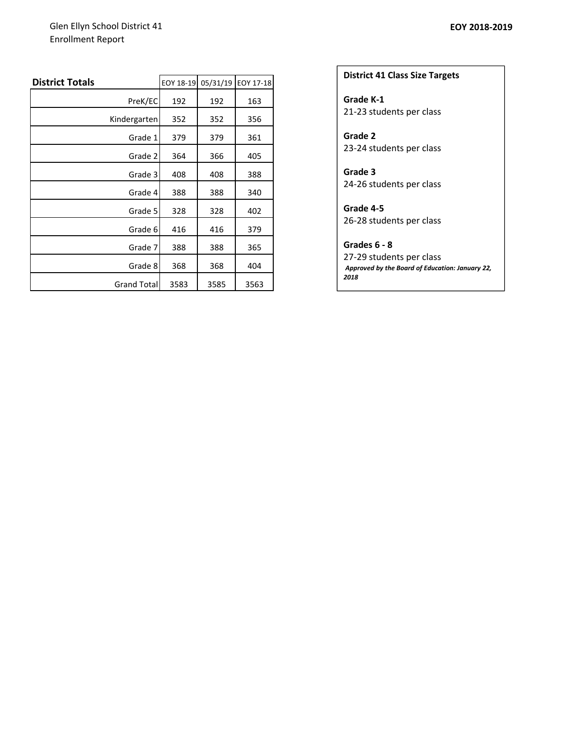Glen Ellyn School District 41
Enrollment Report

**EOY 2018-2019**

| District Totals | EOY 18-19 | 05/31/19 | EOY 17-18 |
|---|---|---|---|
| PreK/EC | 192 | 192 | 163 |
| Kindergarten | 352 | 352 | 356 |
| Grade 1 | 379 | 379 | 361 |
| Grade 2 | 364 | 366 | 405 |
| Grade 3 | 408 | 408 | 388 |
| Grade 4 | 388 | 388 | 340 |
| Grade 5 | 328 | 328 | 402 |
| Grade 6 | 416 | 416 | 379 |
| Grade 7 | 388 | 388 | 365 |
| Grade 8 | 368 | 368 | 404 |
| Grand Total | 3583 | 3585 | 3563 |

**District 41 Class Size Targets**

**Grade K-1**
21-23 students per class

**Grade 2**
23-24 students per class

**Grade 3**
24-26 students per class

**Grade 4-5**
26-28 students per class

**Grades 6 - 8**
27-29 students per class

***Approved by the Board of Education: January 22, 2018***